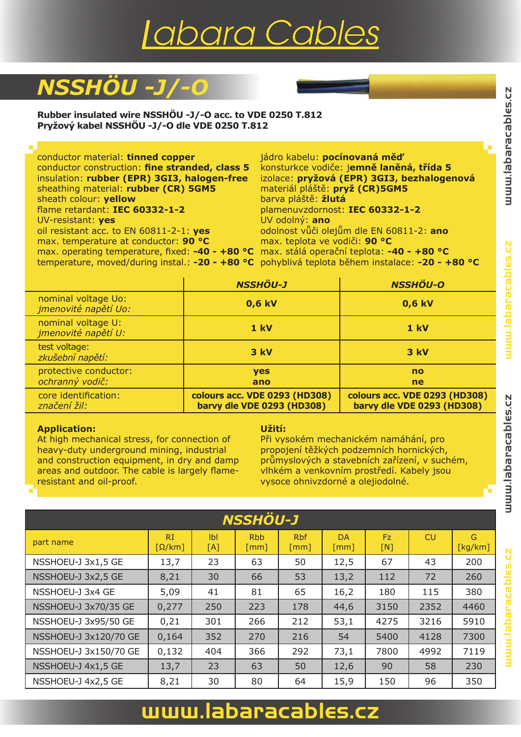# Labara Cables

## NSSHÖU -J/-O

**Rubber insulated wire NSSHÖU -J/-O acc. to VDE 0250 T.812**
**Pryžový kabel NSSHÖU -J/-O dle VDE 0250 T.812**

conductor material: **tinned copper**
conductor construction: **fine stranded, class 5**
insulation: **rubber (EPR) 3GI3, halogen-free**
sheathing material: **rubber (CR) 5GM5**
sheath colour: **yellow**
flame retardant: **IEC 60332-1-2**
UV-resistant: **yes**
oil resistant acc. to EN 60811-2-1: **yes**
max. temperature at conductor: **90 °C**
max. operating temperature, fixed: **-40 - +80 °C**
temperature, moved/during instal.: **-20 - +80 °C**

jádro kabelu: **pocínovaná měď**
konsturkce vodiče: **jemně laněná, třída 5**
izolace: **pryžová (EPR) 3GI3, bezhalogenová**
materiál pláště: **pryž (CR)5GM5**
barva pláště: **žlutá**
plamenuvzdornost: **IEC 60332-1-2**
UV odolný: **ano**
odolnost vůči olejům dle EN 60811-2: **ano**
max. teplota ve vodiči: **90 °C**
max. stálá operační teplota: **-40 - +80 °C**
pohyblivá teplota během instalace: **-20 - +80 °C**

| | NSSHÖU-J | NSSHÖU-O |
|---|---|---|
| nominal voltage Uo: *jmenovité napětí Uo:* | **0,6 kV** | **0,6 kV** |
| nominal voltage U: *jmenovité napětí U:* | **1 kV** | **1 kV** |
| test voltage: *zkušební napětí:* | **3 kV** | **3 kV** |
| protective conductor: *ochranný vodič:* | **yes** **ano** | **no** **ne** |
| core identification: *značení žil:* | **colours acc. VDE 0293 (HD308)** **barvy dle VDE 0293 (HD308)** | **colours acc. VDE 0293 (HD308)** **barvy dle VDE 0293 (HD308)** |

**Application:**
At high mechanical stress, for connection of heavy-duty underground mining, industrial and construction equipment, in dry and damp areas and outdoor. The cable is largely flame-resistant and oil-proof.

**Užití:**
Při vysokém mechanickém namáhání, pro propojení těžkých podzemních hornických, průmyslových a stavebních zařízení, v suchém, vlhkém a venkovním prostředí. Kabely jsou vysoce ohnivzdorné a olejiodolné.

### NSSHÖU-J

| part name | RI [Ω/km] | Ibl [A] | Rbb [mm] | Rbf [mm] | DA [mm] | Fz [N] | CU | G [kg/km] |
|---|---|---|---|---|---|---|---|---|
| NSSHOEU-J 3x1,5 GE | 13,7 | 23 | 63 | 50 | 12,5 | 67 | 43 | 200 |
| NSSHOEU-J 3x2,5 GE | 8,21 | 30 | 66 | 53 | 13,2 | 112 | 72 | 260 |
| NSSHOEU-J 3x4 GE | 5,09 | 41 | 81 | 65 | 16,2 | 180 | 115 | 380 |
| NSSHOEU-J 3x70/35 GE | 0,277 | 250 | 223 | 178 | 44,6 | 3150 | 2352 | 4460 |
| NSSHOEU-J 3x95/50 GE | 0,21 | 301 | 266 | 212 | 53,1 | 4275 | 3216 | 5910 |
| NSSHOEU-J 3x120/70 GE | 0,164 | 352 | 270 | 216 | 54 | 5400 | 4128 | 7300 |
| NSSHOEU-J 3x150/70 GE | 0,132 | 404 | 366 | 292 | 73,1 | 7800 | 4992 | 7119 |
| NSSHOEU-J 4x1,5 GE | 13,7 | 23 | 63 | 50 | 12,6 | 90 | 58 | 230 |
| NSSHOEU-J 4x2,5 GE | 8,21 | 30 | 80 | 64 | 15,9 | 150 | 96 | 350 |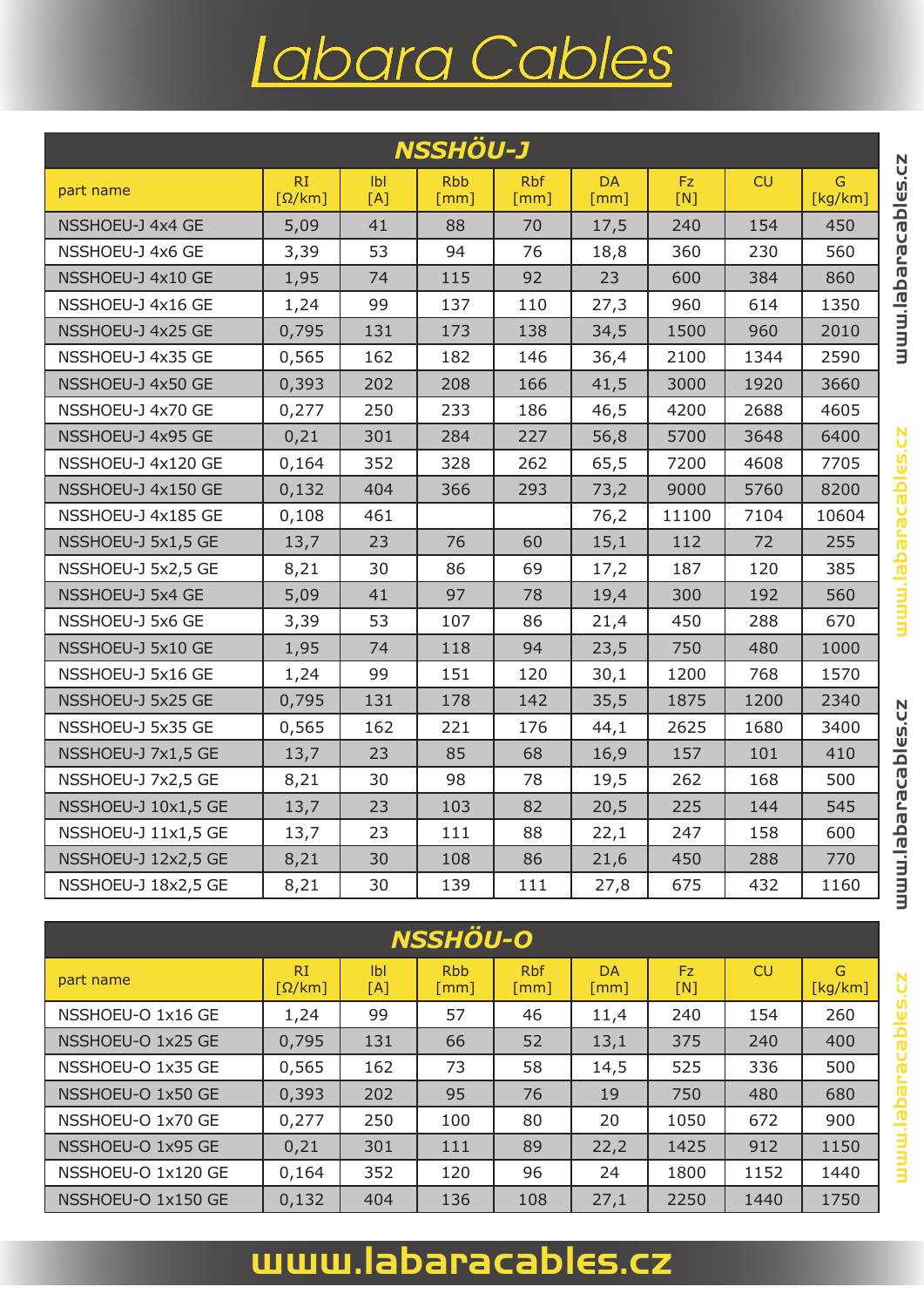# Labara Cables

## NSSHÖU-J

| part name | RI [Ω/km] | Ibl [A] | Rbb [mm] | Rbf [mm] | DA [mm] | Fz [N] | CU | G [kg/km] |
|---|---|---|---|---|---|---|---|---|
| NSSHOEU-J 4x4 GE | 5,09 | 41 | 88 | 70 | 17,5 | 240 | 154 | 450 |
| NSSHOEU-J 4x6 GE | 3,39 | 53 | 94 | 76 | 18,8 | 360 | 230 | 560 |
| NSSHOEU-J 4x10 GE | 1,95 | 74 | 115 | 92 | 23 | 600 | 384 | 860 |
| NSSHOEU-J 4x16 GE | 1,24 | 99 | 137 | 110 | 27,3 | 960 | 614 | 1350 |
| NSSHOEU-J 4x25 GE | 0,795 | 131 | 173 | 138 | 34,5 | 1500 | 960 | 2010 |
| NSSHOEU-J 4x35 GE | 0,565 | 162 | 182 | 146 | 36,4 | 2100 | 1344 | 2590 |
| NSSHOEU-J 4x50 GE | 0,393 | 202 | 208 | 166 | 41,5 | 3000 | 1920 | 3660 |
| NSSHOEU-J 4x70 GE | 0,277 | 250 | 233 | 186 | 46,5 | 4200 | 2688 | 4605 |
| NSSHOEU-J 4x95 GE | 0,21 | 301 | 284 | 227 | 56,8 | 5700 | 3648 | 6400 |
| NSSHOEU-J 4x120 GE | 0,164 | 352 | 328 | 262 | 65,5 | 7200 | 4608 | 7705 |
| NSSHOEU-J 4x150 GE | 0,132 | 404 | 366 | 293 | 73,2 | 9000 | 5760 | 8200 |
| NSSHOEU-J 4x185 GE | 0,108 | 461 | | | 76,2 | 11100 | 7104 | 10604 |
| NSSHOEU-J 5x1,5 GE | 13,7 | 23 | 76 | 60 | 15,1 | 112 | 72 | 255 |
| NSSHOEU-J 5x2,5 GE | 8,21 | 30 | 86 | 69 | 17,2 | 187 | 120 | 385 |
| NSSHOEU-J 5x4 GE | 5,09 | 41 | 97 | 78 | 19,4 | 300 | 192 | 560 |
| NSSHOEU-J 5x6 GE | 3,39 | 53 | 107 | 86 | 21,4 | 450 | 288 | 670 |
| NSSHOEU-J 5x10 GE | 1,95 | 74 | 118 | 94 | 23,5 | 750 | 480 | 1000 |
| NSSHOEU-J 5x16 GE | 1,24 | 99 | 151 | 120 | 30,1 | 1200 | 768 | 1570 |
| NSSHOEU-J 5x25 GE | 0,795 | 131 | 178 | 142 | 35,5 | 1875 | 1200 | 2340 |
| NSSHOEU-J 5x35 GE | 0,565 | 162 | 221 | 176 | 44,1 | 2625 | 1680 | 3400 |
| NSSHOEU-J 7x1,5 GE | 13,7 | 23 | 85 | 68 | 16,9 | 157 | 101 | 410 |
| NSSHOEU-J 7x2,5 GE | 8,21 | 30 | 98 | 78 | 19,5 | 262 | 168 | 500 |
| NSSHOEU-J 10x1,5 GE | 13,7 | 23 | 103 | 82 | 20,5 | 225 | 144 | 545 |
| NSSHOEU-J 11x1,5 GE | 13,7 | 23 | 111 | 88 | 22,1 | 247 | 158 | 600 |
| NSSHOEU-J 12x2,5 GE | 8,21 | 30 | 108 | 86 | 21,6 | 450 | 288 | 770 |
| NSSHOEU-J 18x2,5 GE | 8,21 | 30 | 139 | 111 | 27,8 | 675 | 432 | 1160 |

## NSSHÖU-O

| part name | RI [Ω/km] | Ibl [A] | Rbb [mm] | Rbf [mm] | DA [mm] | Fz [N] | CU | G [kg/km] |
|---|---|---|---|---|---|---|---|---|
| NSSHOEU-O 1x16 GE | 1,24 | 99 | 57 | 46 | 11,4 | 240 | 154 | 260 |
| NSSHOEU-O 1x25 GE | 0,795 | 131 | 66 | 52 | 13,1 | 375 | 240 | 400 |
| NSSHOEU-O 1x35 GE | 0,565 | 162 | 73 | 58 | 14,5 | 525 | 336 | 500 |
| NSSHOEU-O 1x50 GE | 0,393 | 202 | 95 | 76 | 19 | 750 | 480 | 680 |
| NSSHOEU-O 1x70 GE | 0,277 | 250 | 100 | 80 | 20 | 1050 | 672 | 900 |
| NSSHOEU-O 1x95 GE | 0,21 | 301 | 111 | 89 | 22,2 | 1425 | 912 | 1150 |
| NSSHOEU-O 1x120 GE | 0,164 | 352 | 120 | 96 | 24 | 1800 | 1152 | 1440 |
| NSSHOEU-O 1x150 GE | 0,132 | 404 | 136 | 108 | 27,1 | 2250 | 1440 | 1750 |

www.labaracables.cz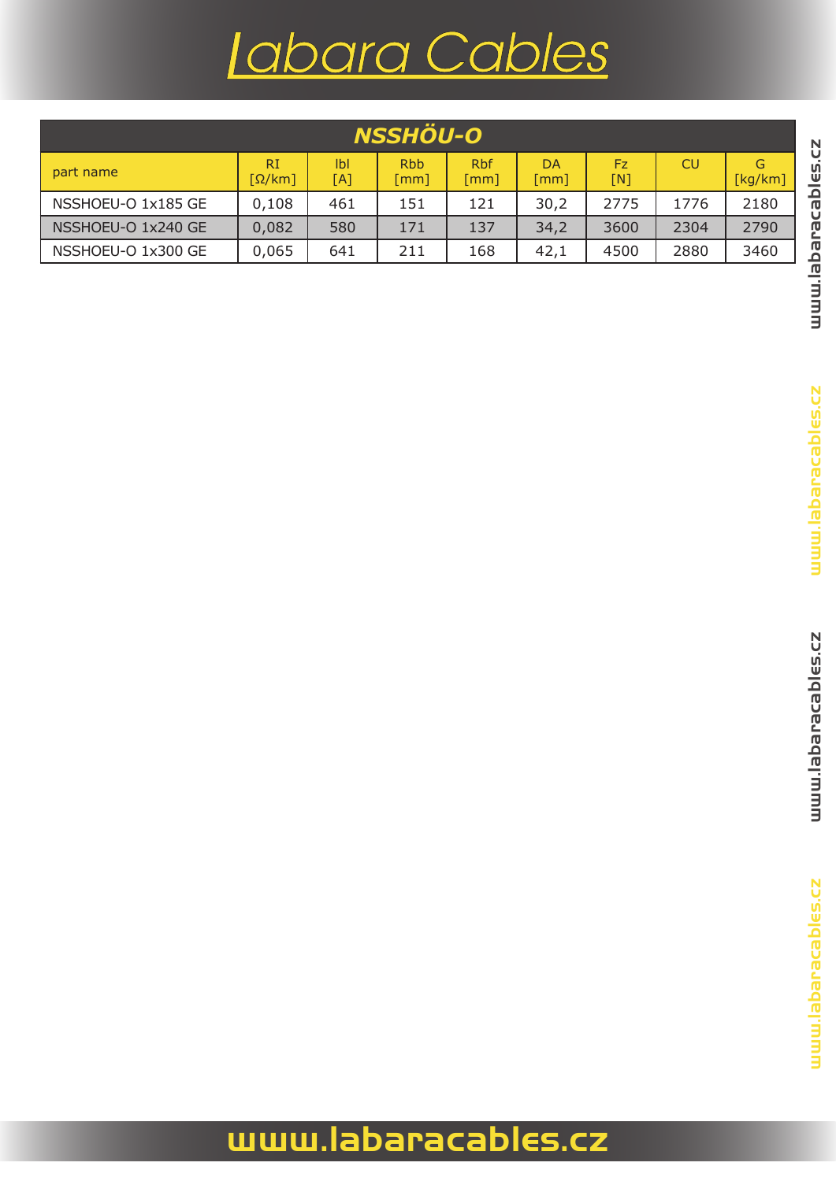| NSSHÖU-O | | | | | | | | |
|---|---|---|---|---|---|---|---|---|
| part name | RI [Ω/km] | Ibl [A] | Rbb [mm] | Rbf [mm] | DA [mm] | Fz [N] | CU | G [kg/km] |
| NSSHOEU-O 1x185 GE | 0,108 | 461 | 151 | 121 | 30,2 | 2775 | 1776 | 2180 |
| NSSHOEU-O 1x240 GE | 0,082 | 580 | 171 | 137 | 34,2 | 3600 | 2304 | 2790 |
| NSSHOEU-O 1x300 GE | 0,065 | 641 | 211 | 168 | 42,1 | 4500 | 2880 | 3460 |